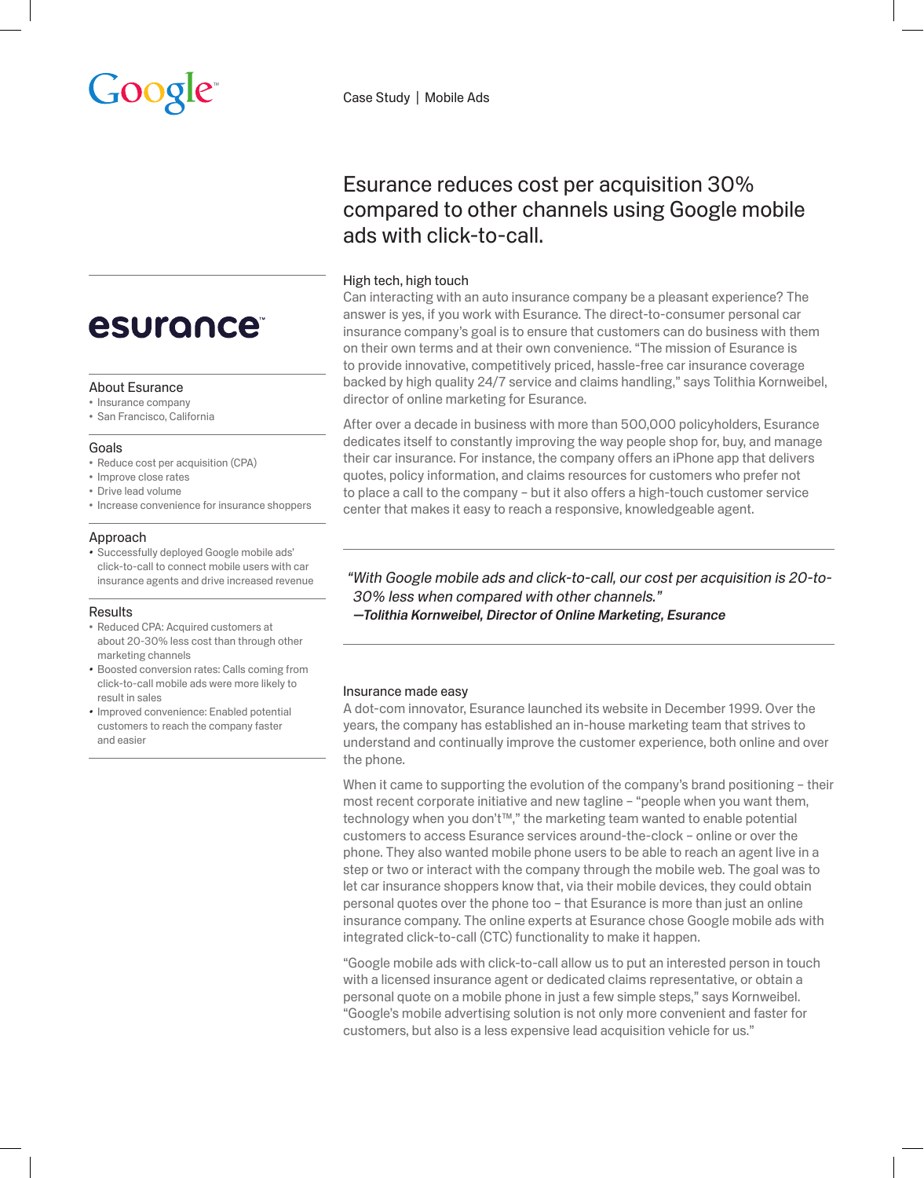Google

Case Study | Mobile Ads

# Esurance reduces cost per acquisition 30% compared to other channels using Google mobile ads with click-to-call.

esurance

### About Esurance

- Insurance company
- San Francisco, California

### Goals

- Reduce cost per acquisition (CPA)
- Improve close rates
- Drive lead volume
- Increase convenience for insurance shoppers

### Approach

- Successfully deployed Google mobile ads' click-to-call to connect mobile users with car insurance agents and drive increased revenue

### Results

- Reduced CPA: Acquired customers at about 20-30% less cost than through other marketing channels
- Boosted conversion rates: Calls coming from click-to-call mobile ads were more likely to result in sales
- Improved convenience: Enabled potential customers to reach the company faster and easier

## High tech, high touch

Can interacting with an auto insurance company be a pleasant experience? The answer is yes, if you work with Esurance. The direct-to-consumer personal car insurance company's goal is to ensure that customers can do business with them on their own terms and at their own convenience. "The mission of Esurance is to provide innovative, competitively priced, hassle-free car insurance coverage backed by high quality 24/7 service and claims handling," says Tolithia Kornweibel, director of online marketing for Esurance.

After over a decade in business with more than 500,000 policyholders, Esurance dedicates itself to constantly improving the way people shop for, buy, and manage their car insurance. For instance, the company offers an iPhone app that delivers quotes, policy information, and claims resources for customers who prefer not to place a call to the company – but it also offers a high-touch customer service center that makes it easy to reach a responsive, knowledgeable agent.

> *"With Google mobile ads and click-to-call, our cost per acquisition is 20-to-30% less when compared with other channels."*
> ***—Tolithia Kornweibel, Director of Online Marketing, Esurance***

## Insurance made easy

A dot-com innovator, Esurance launched its website in December 1999. Over the years, the company has established an in-house marketing team that strives to understand and continually improve the customer experience, both online and over the phone.

When it came to supporting the evolution of the company's brand positioning – their most recent corporate initiative and new tagline – "people when you want them, technology when you don't™," the marketing team wanted to enable potential customers to access Esurance services around-the-clock – online or over the phone. They also wanted mobile phone users to be able to reach an agent live in a step or two or interact with the company through the mobile web. The goal was to let car insurance shoppers know that, via their mobile devices, they could obtain personal quotes over the phone too – that Esurance is more than just an online insurance company. The online experts at Esurance chose Google mobile ads with integrated click-to-call (CTC) functionality to make it happen.

"Google mobile ads with click-to-call allow us to put an interested person in touch with a licensed insurance agent or dedicated claims representative, or obtain a personal quote on a mobile phone in just a few simple steps," says Kornweibel. "Google's mobile advertising solution is not only more convenient and faster for customers, but also is a less expensive lead acquisition vehicle for us."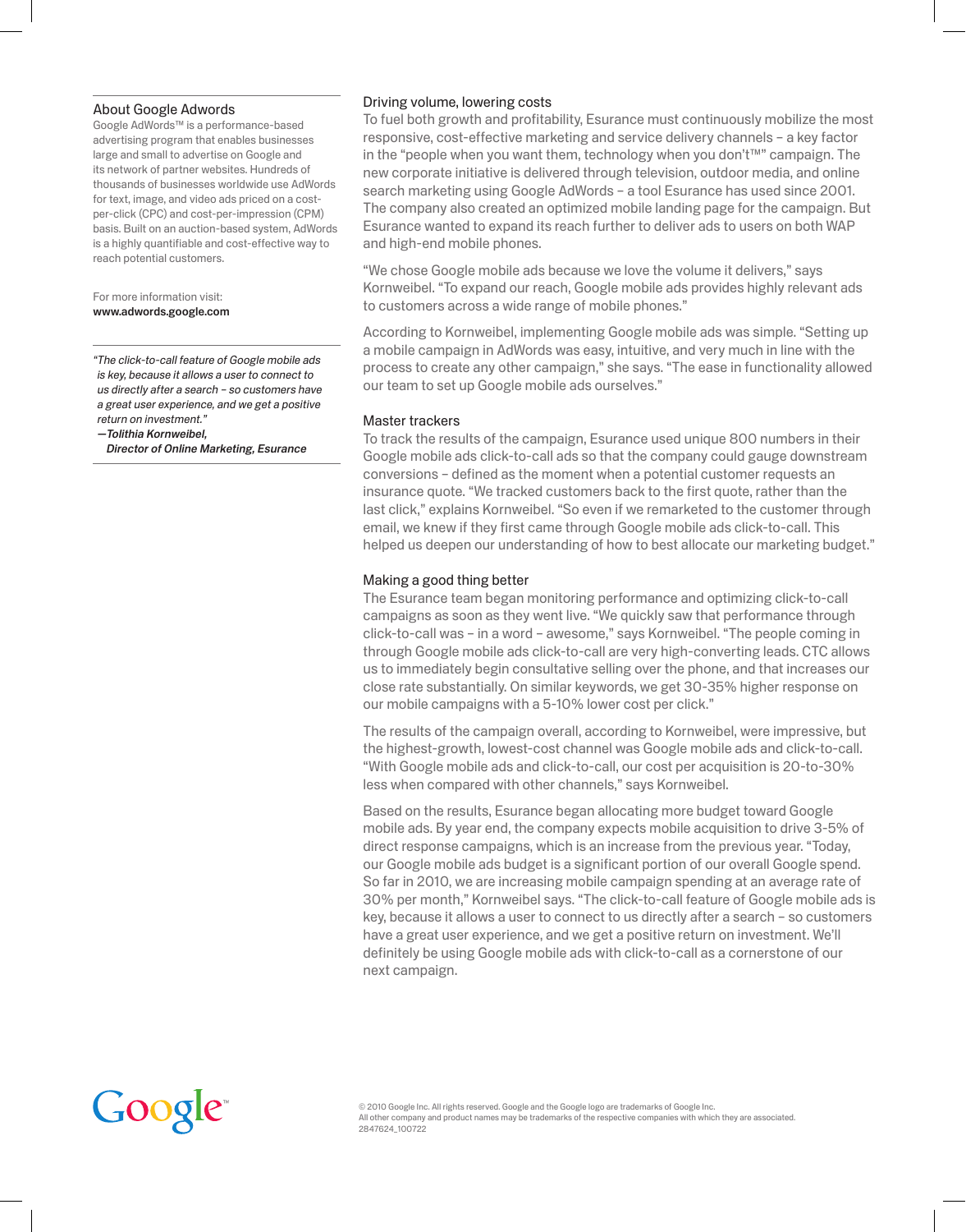## About Google Adwords

Google AdWords™ is a performance-based advertising program that enables businesses large and small to advertise on Google and its network of partner websites. Hundreds of thousands of businesses worldwide use AdWords for text, image, and video ads priced on a cost-per-click (CPC) and cost-per-impression (CPM) basis. Built on an auction-based system, AdWords is a highly quantifiable and cost-effective way to reach potential customers.

For more information visit:
**www.adwords.google.com**

*"The click-to-call feature of Google mobile ads is key, because it allows a user to connect to us directly after a search – so customers have a great user experience, and we get a positive return on investment."*
***—Tolithia Kornweibel, Director of Online Marketing, Esurance***

## Driving volume, lowering costs

To fuel both growth and profitability, Esurance must continuously mobilize the most responsive, cost-effective marketing and service delivery channels – a key factor in the "people when you want them, technology when you don't™" campaign. The new corporate initiative is delivered through television, outdoor media, and online search marketing using Google AdWords – a tool Esurance has used since 2001. The company also created an optimized mobile landing page for the campaign. But Esurance wanted to expand its reach further to deliver ads to users on both WAP and high-end mobile phones.

"We chose Google mobile ads because we love the volume it delivers," says Kornweibel. "To expand our reach, Google mobile ads provides highly relevant ads to customers across a wide range of mobile phones."

According to Kornweibel, implementing Google mobile ads was simple. "Setting up a mobile campaign in AdWords was easy, intuitive, and very much in line with the process to create any other campaign," she says. "The ease in functionality allowed our team to set up Google mobile ads ourselves."

## Master trackers

To track the results of the campaign, Esurance used unique 800 numbers in their Google mobile ads click-to-call ads so that the company could gauge downstream conversions – defined as the moment when a potential customer requests an insurance quote. "We tracked customers back to the first quote, rather than the last click," explains Kornweibel. "So even if we remarketed to the customer through email, we knew if they first came through Google mobile ads click-to-call. This helped us deepen our understanding of how to best allocate our marketing budget."

## Making a good thing better

The Esurance team began monitoring performance and optimizing click-to-call campaigns as soon as they went live. "We quickly saw that performance through click-to-call was – in a word – awesome," says Kornweibel. "The people coming in through Google mobile ads click-to-call are very high-converting leads. CTC allows us to immediately begin consultative selling over the phone, and that increases our close rate substantially. On similar keywords, we get 30-35% higher response on our mobile campaigns with a 5-10% lower cost per click."

The results of the campaign overall, according to Kornweibel, were impressive, but the highest-growth, lowest-cost channel was Google mobile ads and click-to-call. "With Google mobile ads and click-to-call, our cost per acquisition is 20-to-30% less when compared with other channels," says Kornweibel.

Based on the results, Esurance began allocating more budget toward Google mobile ads. By year end, the company expects mobile acquisition to drive 3-5% of direct response campaigns, which is an increase from the previous year. "Today, our Google mobile ads budget is a significant portion of our overall Google spend. So far in 2010, we are increasing mobile campaign spending at an average rate of 30% per month," Kornweibel says. "The click-to-call feature of Google mobile ads is key, because it allows a user to connect to us directly after a search – so customers have a great user experience, and we get a positive return on investment. We'll definitely be using Google mobile ads with click-to-call as a cornerstone of our next campaign.

Google™

© 2010 Google Inc. All rights reserved. Google and the Google logo are trademarks of Google Inc.
All other company and product names may be trademarks of the respective companies with which they are associated.
2847624_100722